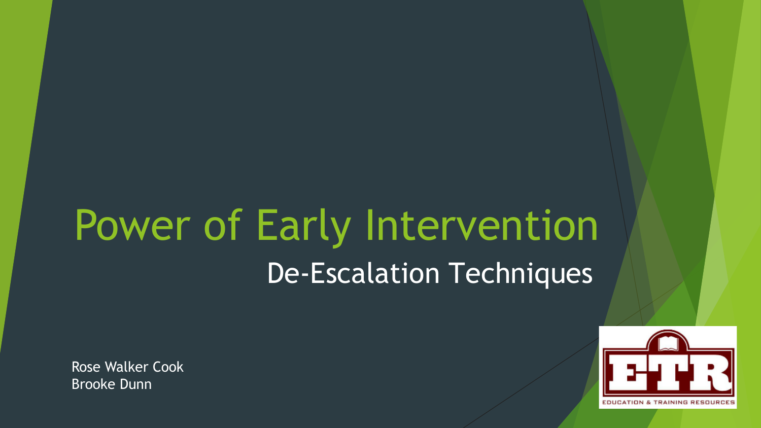# Power of Early Intervention

## De-Escalation Techniques

Rose Walker Cook
Brooke Dunn

ETR
EDUCATION & TRAINING RESOURCES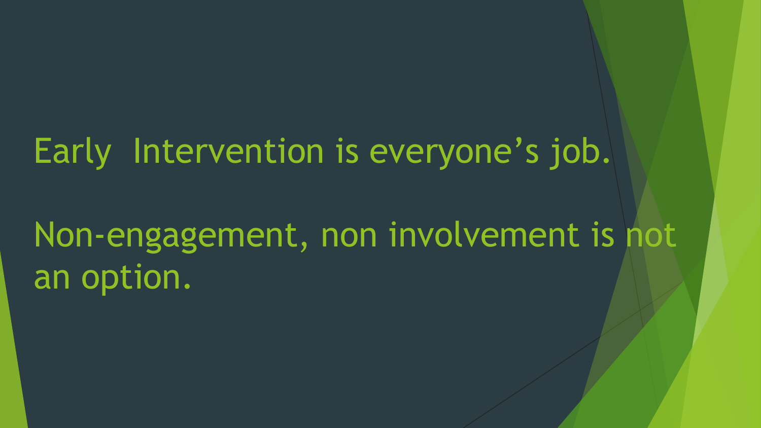Early  Intervention is everyone's job.

Non-engagement, non involvement is not an option.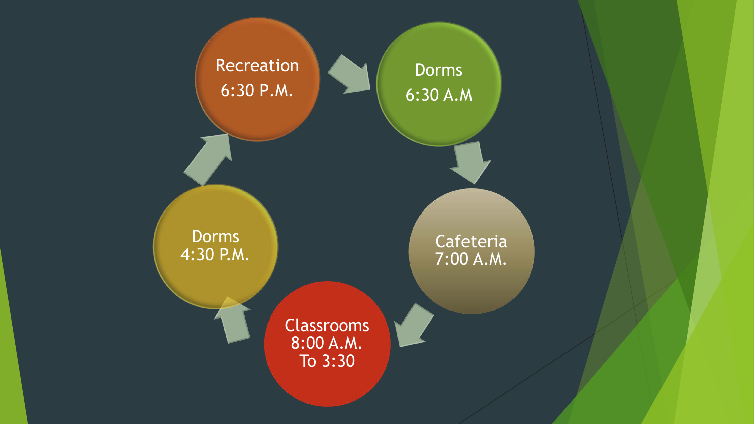Recreation
6:30 P.M.

Dorms
6:30 A.M

Cafeteria
7:00 A.M.

Classrooms
8:00 A.M.
To 3:30

Dorms
4:30 P.M.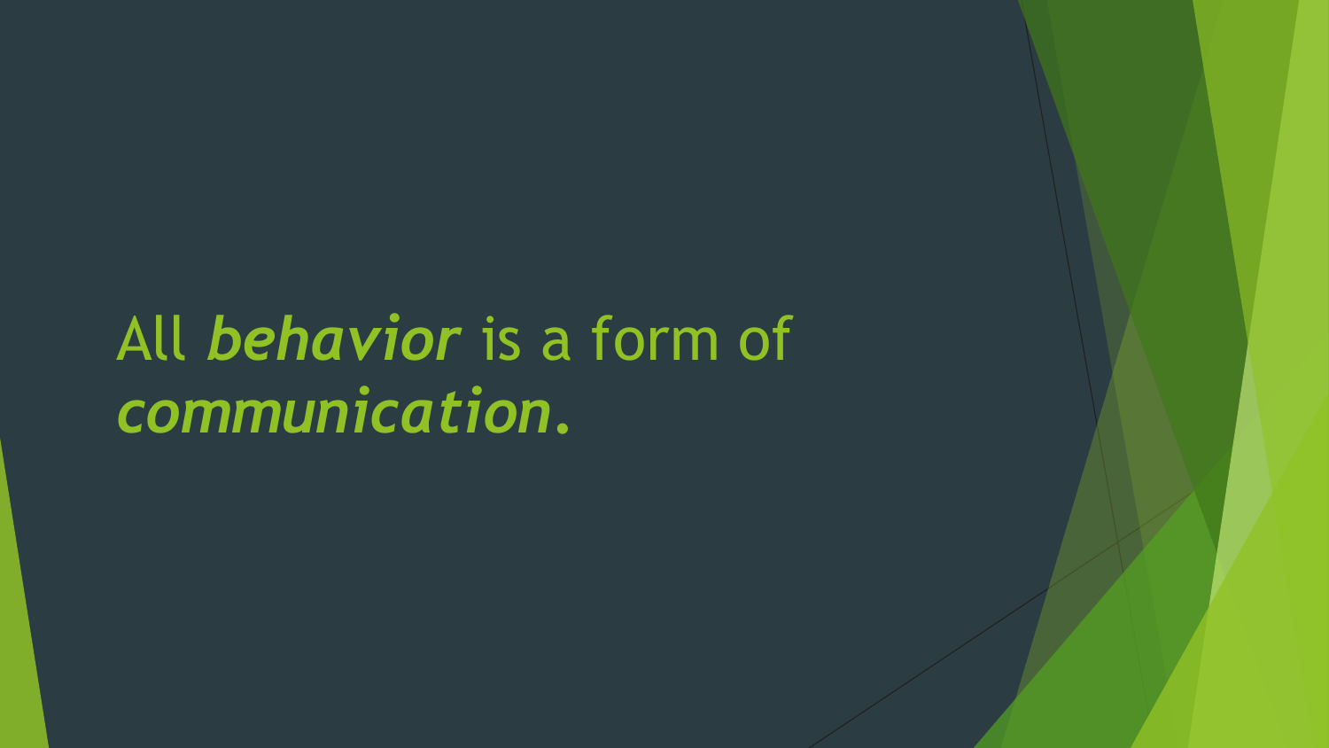All ***behavior*** is a form of ***communication***.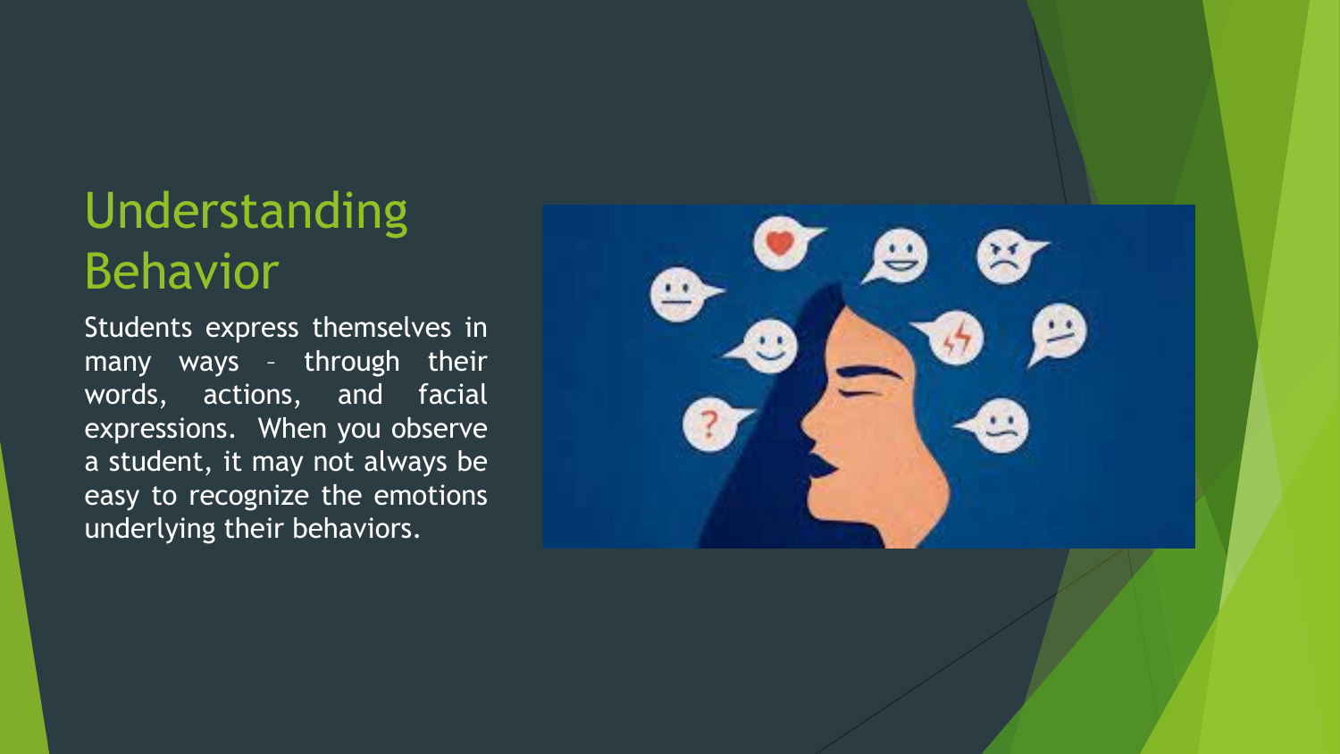# Understanding Behavior

Students express themselves in many ways – through their words, actions, and facial expressions. When you observe a student, it may not always be easy to recognize the emotions underlying their behaviors.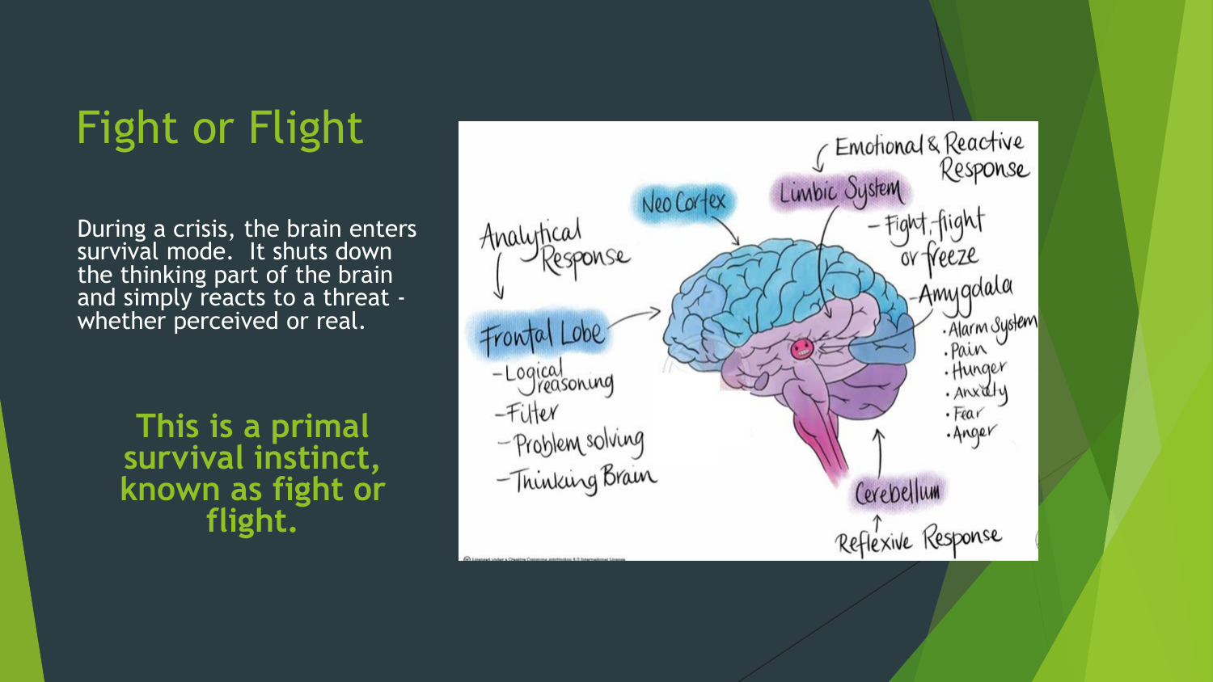# Fight or Flight

During a crisis, the brain enters survival mode. It shuts down the thinking part of the brain and simply reacts to a threat - whether perceived or real.

**This is a primal survival instinct, known as fight or flight.**

Analytical Response

Frontal Lobe
- Logical reasoning
- Filter
- Problem solving
- Thinking Brain

Neo Cortex

Emotional & Reactive Response

Limbic System
- Fight, flight or freeze
- Amygdala
  - Alarm System
  - Pain
  - Hunger
  - Anxiety
  - Fear
  - Anger

Cerebellum

Reflexive Response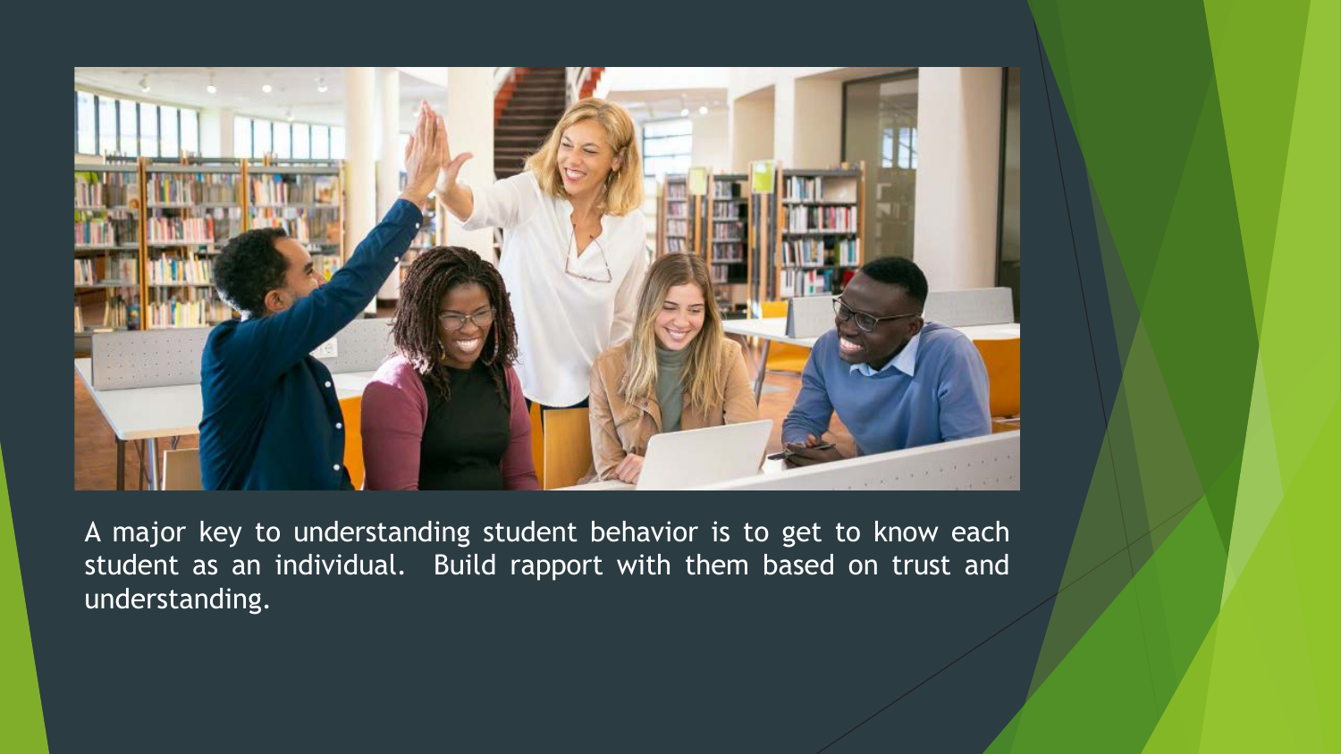A major key to understanding student behavior is to get to know each student as an individual.  Build rapport with them based on trust and understanding.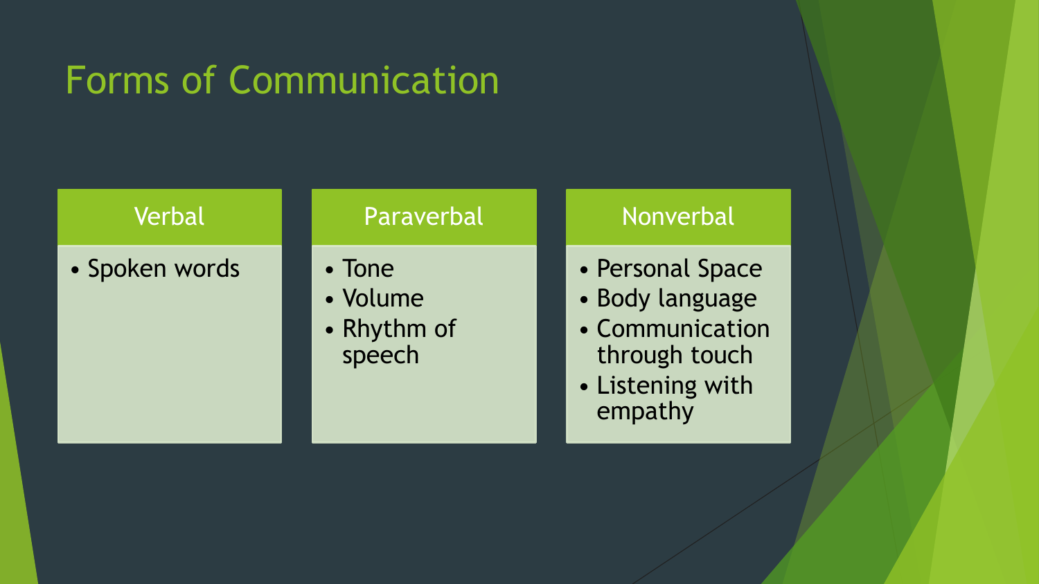# Forms of Communication

| Verbal | Paraverbal | Nonverbal |
| --- | --- | --- |
| • Spoken words | • Tone<br>• Volume<br>• Rhythm of speech | • Personal Space<br>• Body language<br>• Communication through touch<br>• Listening with empathy |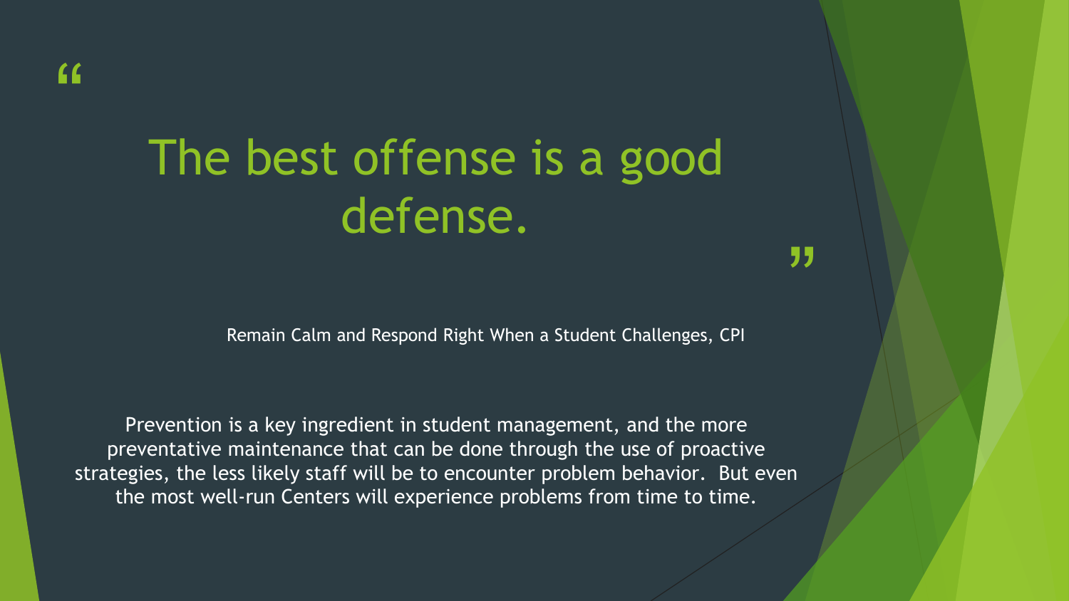> The best offense is a good defense.

Remain Calm and Respond Right When a Student Challenges, CPI

Prevention is a key ingredient in student management, and the more preventative maintenance that can be done through the use of proactive strategies, the less likely staff will be to encounter problem behavior. But even the most well-run Centers will experience problems from time to time.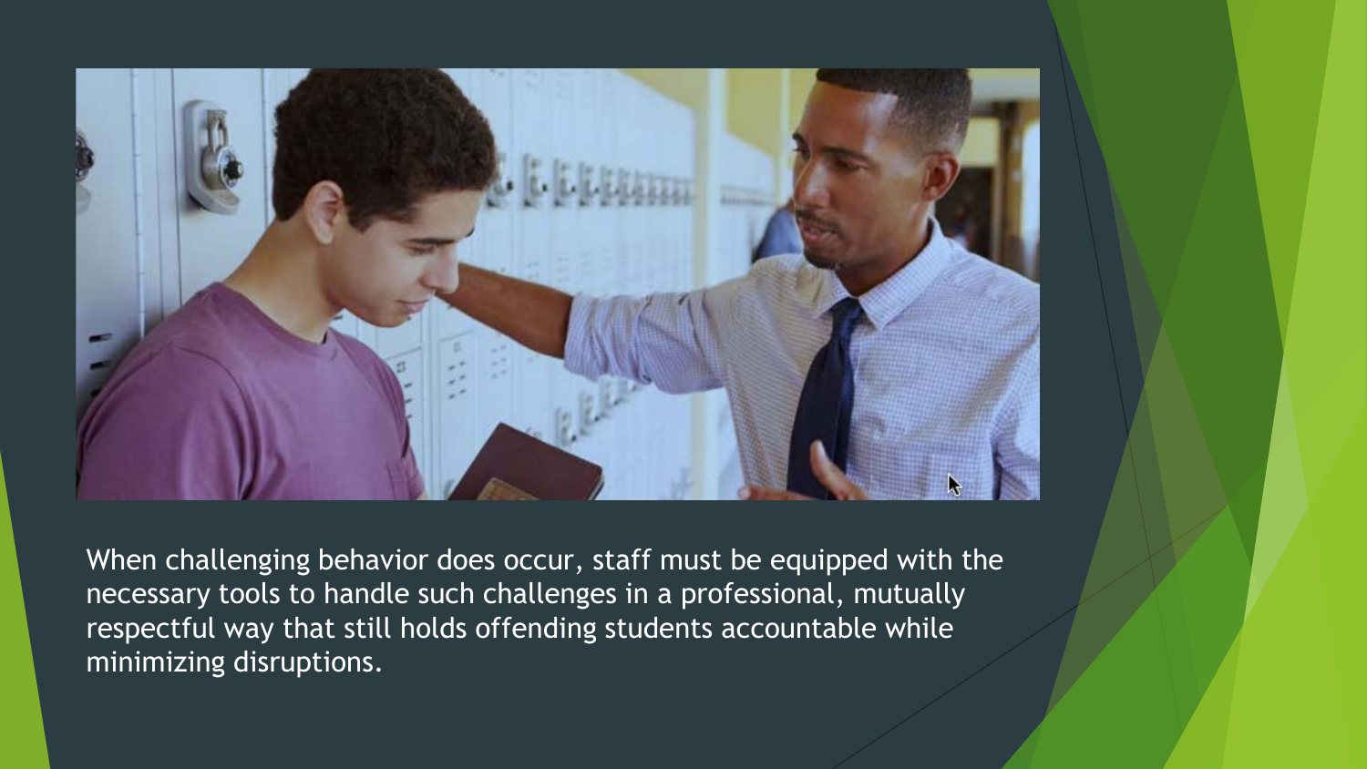When challenging behavior does occur, staff must be equipped with the necessary tools to handle such challenges in a professional, mutually respectful way that still holds offending students accountable while minimizing disruptions.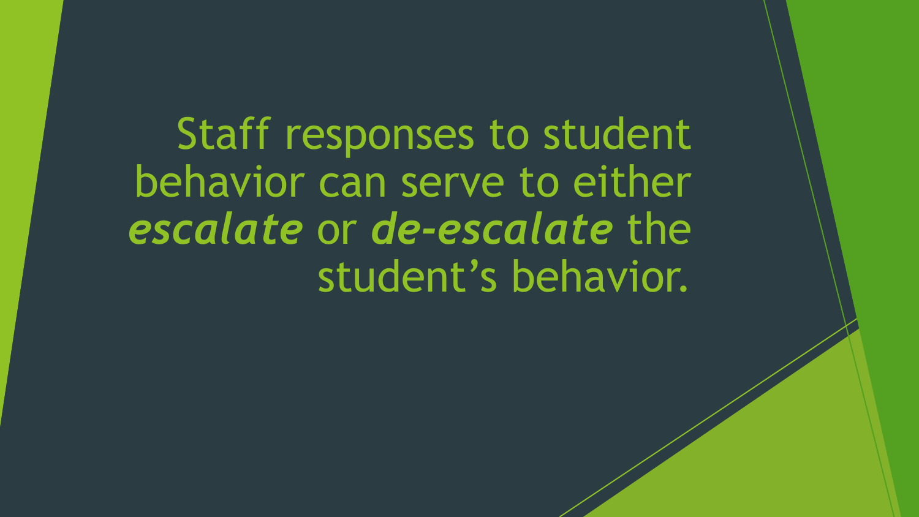Staff responses to student behavior can serve to either ***escalate*** or ***de-escalate*** the student's behavior.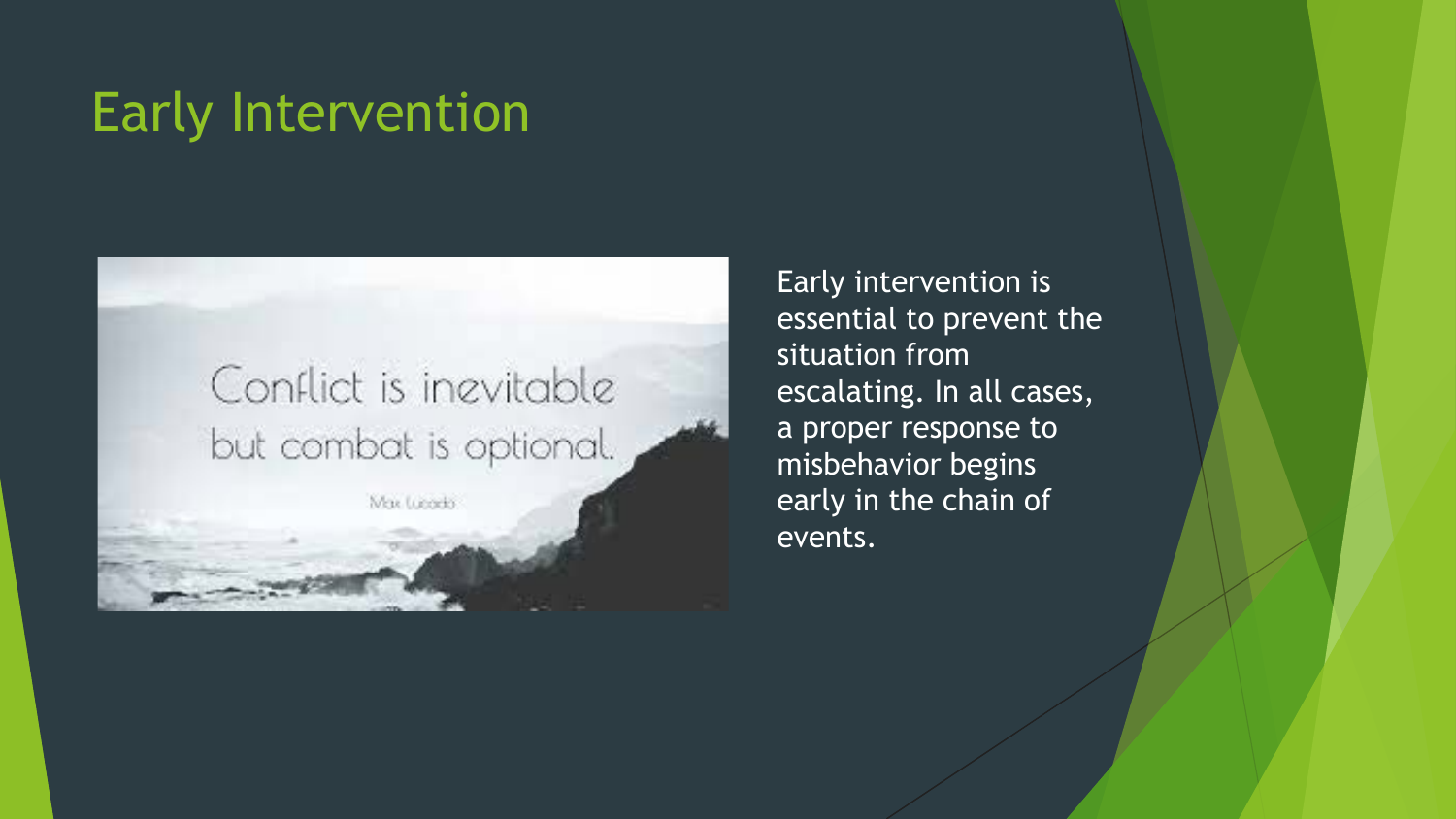# Early Intervention

Early intervention is essential to prevent the situation from escalating. In all cases, a proper response to misbehavior begins early in the chain of events.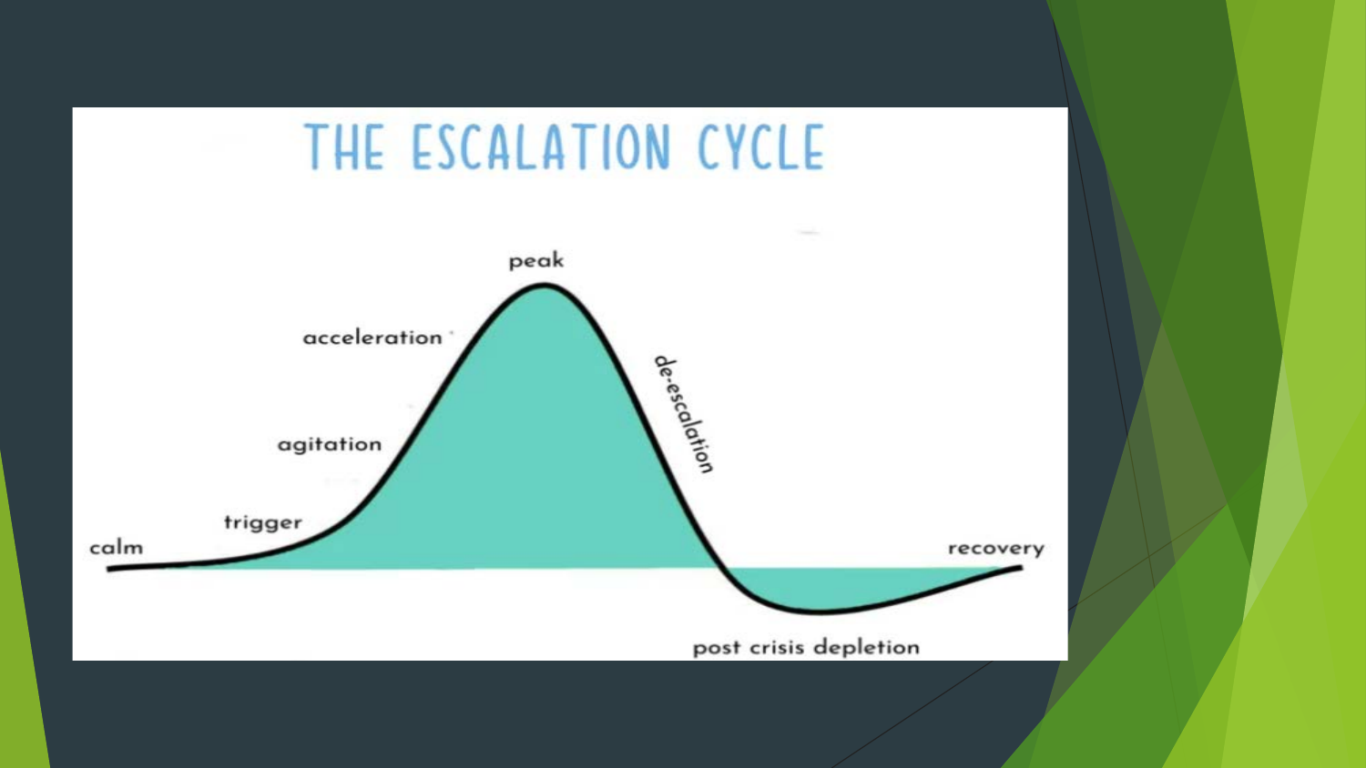# THE ESCALATION CYCLE

calm

trigger

agitation

acceleration

peak

de-escalation

post crisis depletion

recovery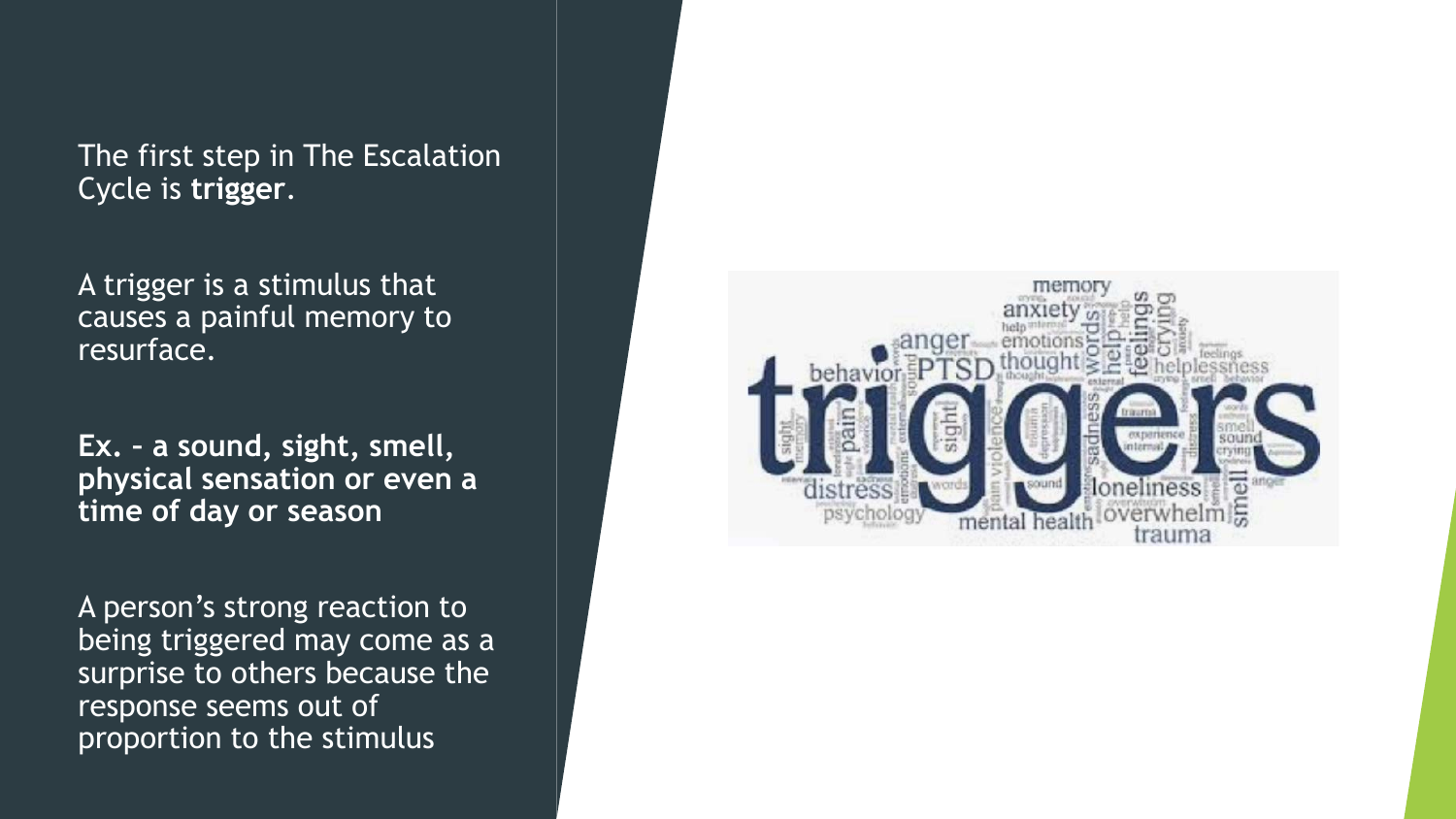The first step in The Escalation Cycle is **trigger**.

A trigger is a stimulus that causes a painful memory to resurface.

**Ex. – a sound, sight, smell, physical sensation or even a time of day or season**

A person's strong reaction to being triggered may come as a surprise to others because the response seems out of proportion to the stimulus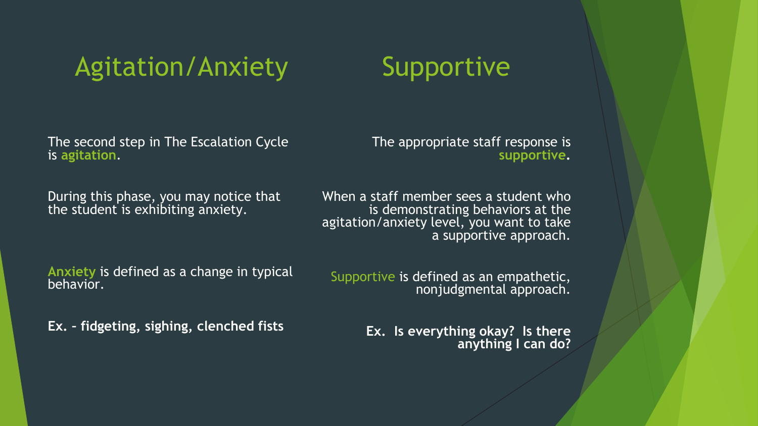## Agitation/Anxiety

The second step in The Escalation Cycle is **agitation**.

During this phase, you may notice that the student is exhibiting anxiety.

**Anxiety** is defined as a change in typical behavior.

**Ex. – fidgeting, sighing, clenched fists**

## Supportive

The appropriate staff response is **supportive.**

When a staff member sees a student who is demonstrating behaviors at the agitation/anxiety level, you want to take a supportive approach.

Supportive is defined as an empathetic, nonjudgmental approach.

**Ex. Is everything okay? Is there anything I can do?**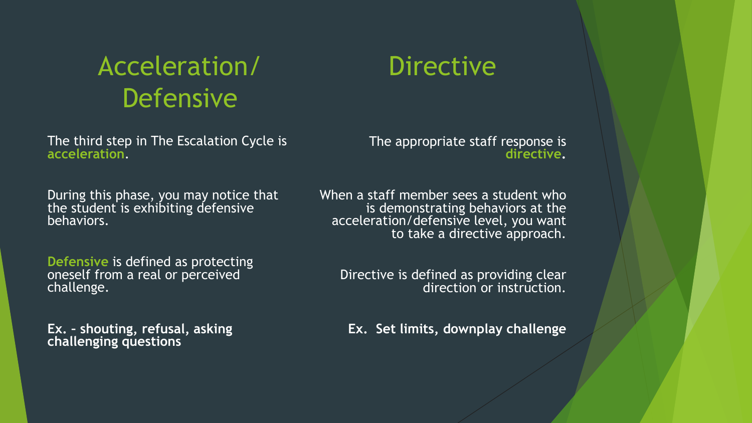## Acceleration/ Defensive

The third step in The Escalation Cycle is **acceleration**.

During this phase, you may notice that the student is exhibiting defensive behaviors.

**Defensive** is defined as protecting oneself from a real or perceived challenge.

**Ex. – shouting, refusal, asking challenging questions**

## Directive

The appropriate staff response is **directive**.

When a staff member sees a student who is demonstrating behaviors at the acceleration/defensive level, you want to take a directive approach.

Directive is defined as providing clear direction or instruction.

**Ex. Set limits, downplay challenge**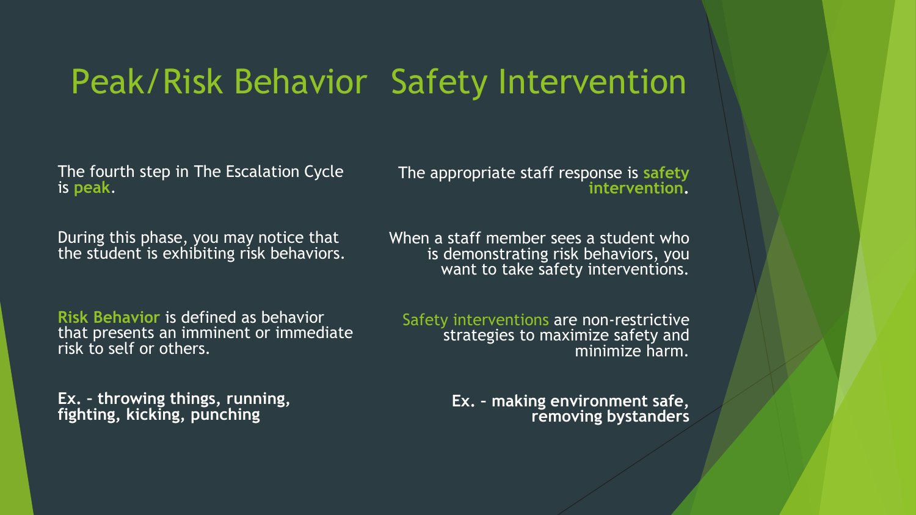# Peak/Risk Behavior Safety Intervention

The fourth step in The Escalation Cycle is **peak**.

During this phase, you may notice that the student is exhibiting risk behaviors.

**Risk Behavior** is defined as behavior that presents an imminent or immediate risk to self or others.

**Ex. – throwing things, running, fighting, kicking, punching**

The appropriate staff response is **safety intervention**.

When a staff member sees a student who is demonstrating risk behaviors, you want to take safety interventions.

Safety interventions are non-restrictive strategies to maximize safety and minimize harm.

**Ex. – making environment safe, removing bystanders**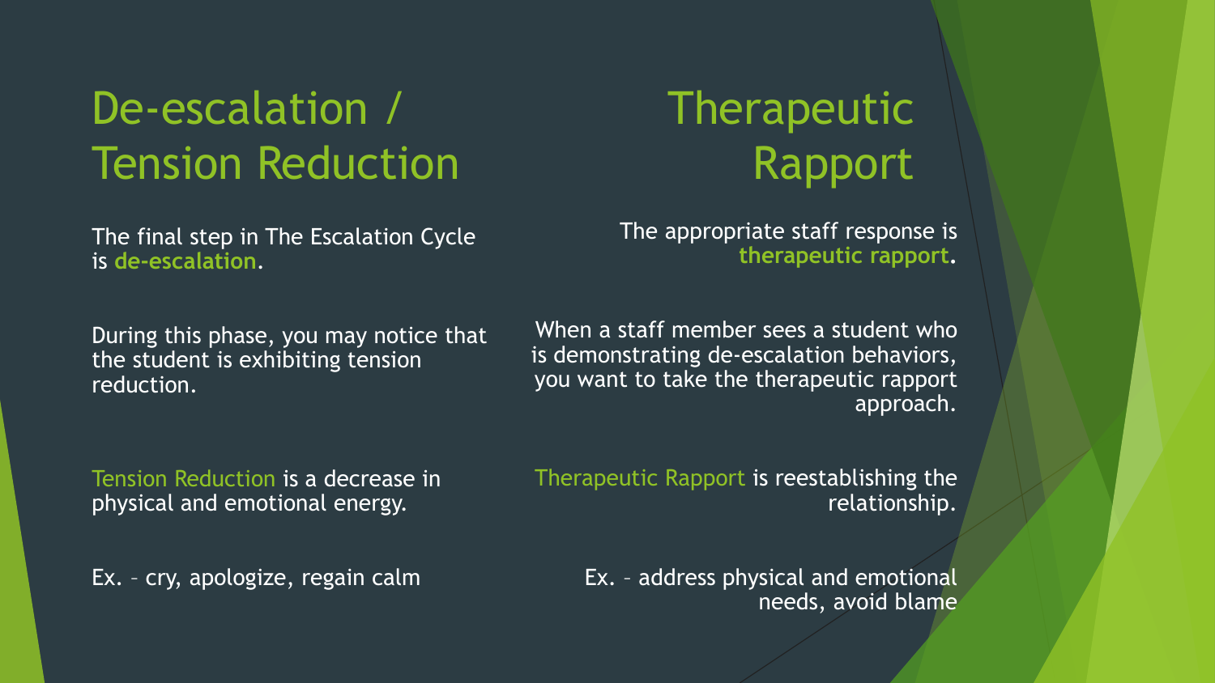## De-escalation / Tension Reduction

The final step in The Escalation Cycle is **de-escalation**.

During this phase, you may notice that the student is exhibiting tension reduction.

Tension Reduction is a decrease in physical and emotional energy.

Ex. – cry, apologize, regain calm

## Therapeutic Rapport

The appropriate staff response is **therapeutic rapport**.

When a staff member sees a student who is demonstrating de-escalation behaviors, you want to take the therapeutic rapport approach.

Therapeutic Rapport is reestablishing the relationship.

Ex. – address physical and emotional needs, avoid blame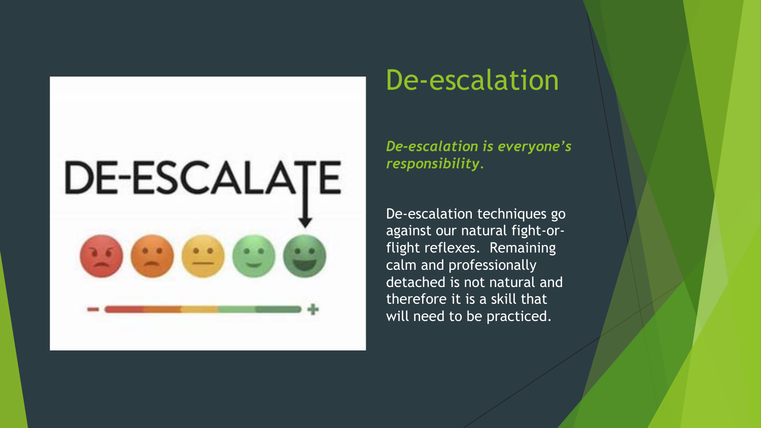# De-escalation

***De-escalation is everyone's responsibility.***

De-escalation techniques go against our natural fight-or-flight reflexes. Remaining calm and professionally detached is not natural and therefore it is a skill that will need to be practiced.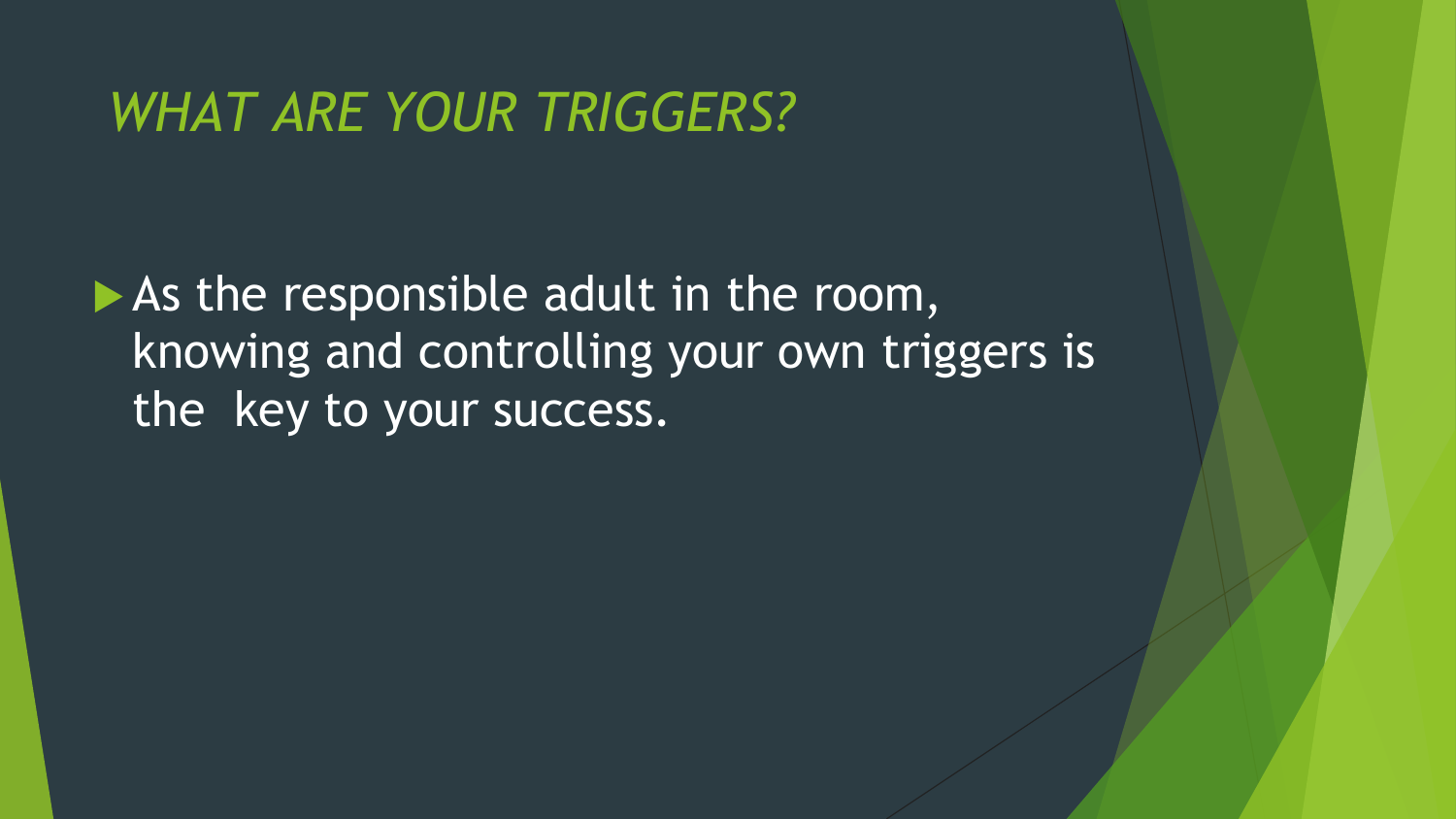# *WHAT ARE YOUR TRIGGERS?*

- As the responsible adult in the room, knowing and controlling your own triggers is the key to your success.